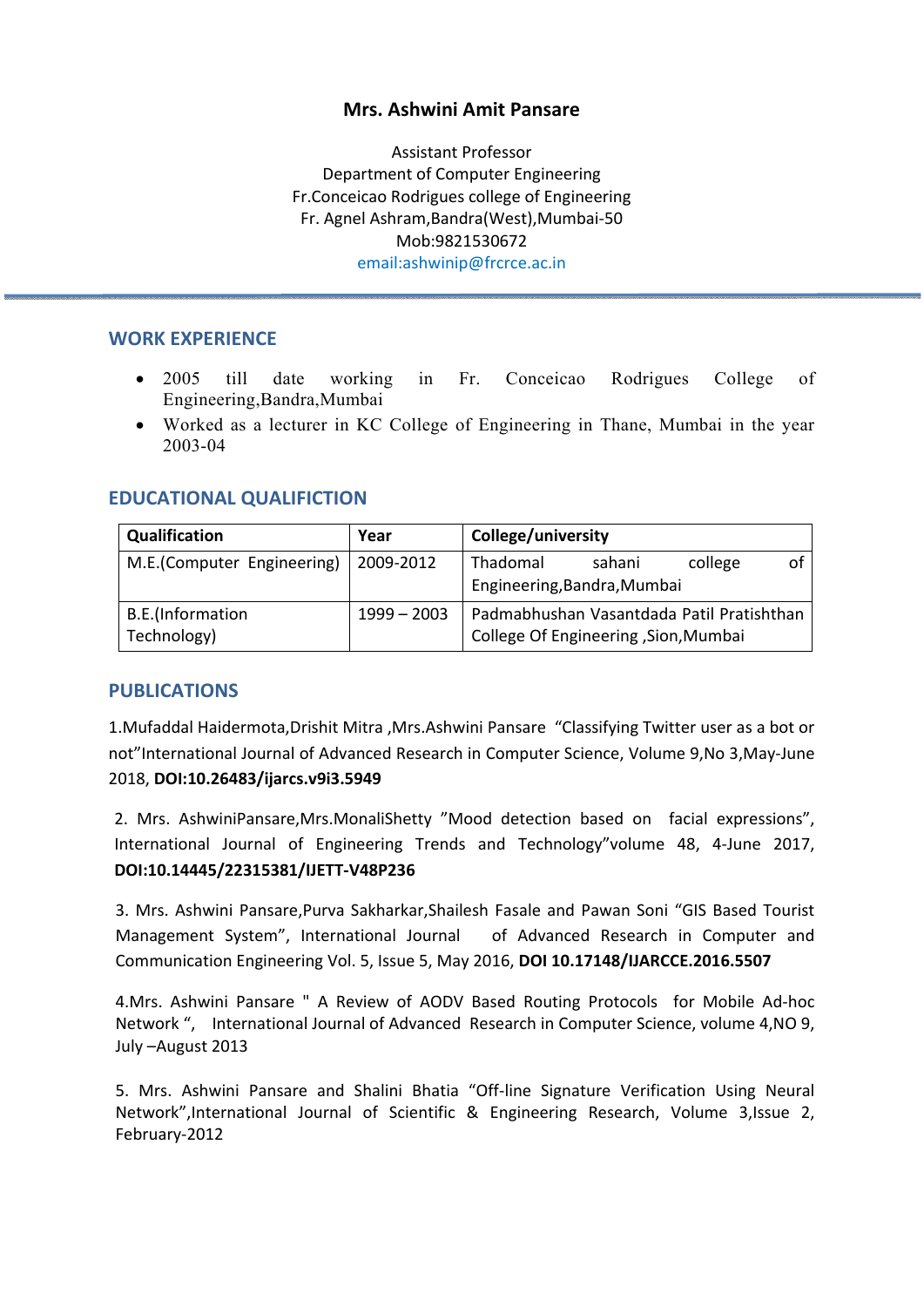# Mrs. Ashwini Amit Pansare

Assistant Professor
Department of Computer Engineering
Fr.Conceicao Rodrigues college of Engineering
Fr. Agnel Ashram,Bandra(West),Mumbai-50
Mob:9821530672
email:ashwinip@frcrce.ac.in

## WORK EXPERIENCE

- 2005 till date working in Fr. Conceicao Rodrigues College of Engineering,Bandra,Mumbai
- Worked as a lecturer in KC College of Engineering in Thane, Mumbai in the year 2003-04

## EDUCATIONAL QUALIFICTION

| Qualification | Year | College/university |
| --- | --- | --- |
| M.E.(Computer Engineering) | 2009-2012 | Thadomal sahani college of Engineering,Bandra,Mumbai |
| B.E.(Information Technology) | 1999 – 2003 | Padmabhushan Vasantdada Patil Pratishthan College Of Engineering ,Sion,Mumbai |

## PUBLICATIONS

1.Mufaddal Haidermota,Drishit Mitra ,Mrs.Ashwini Pansare "Classifying Twitter user as a bot or not"International Journal of Advanced Research in Computer Science, Volume 9,No 3,May-June 2018, **DOI:10.26483/ijarcs.v9i3.5949**

2. Mrs. AshwiniPansare,Mrs.MonaliShetty "Mood detection based on facial expressions", International Journal of Engineering Trends and Technology"volume 48, 4-June 2017, **DOI:10.14445/22315381/IJETT-V48P236**

3. Mrs. Ashwini Pansare,Purva Sakharkar,Shailesh Fasale and Pawan Soni "GIS Based Tourist Management System", International Journal of Advanced Research in Computer and Communication Engineering Vol. 5, Issue 5, May 2016, **DOI 10.17148/IJARCCE.2016.5507**

4.Mrs. Ashwini Pansare " A Review of AODV Based Routing Protocols for Mobile Ad-hoc Network ", International Journal of Advanced Research in Computer Science, volume 4,NO 9, July –August 2013

5. Mrs. Ashwini Pansare and Shalini Bhatia "Off-line Signature Verification Using Neural Network",International Journal of Scientific & Engineering Research, Volume 3,Issue 2, February-2012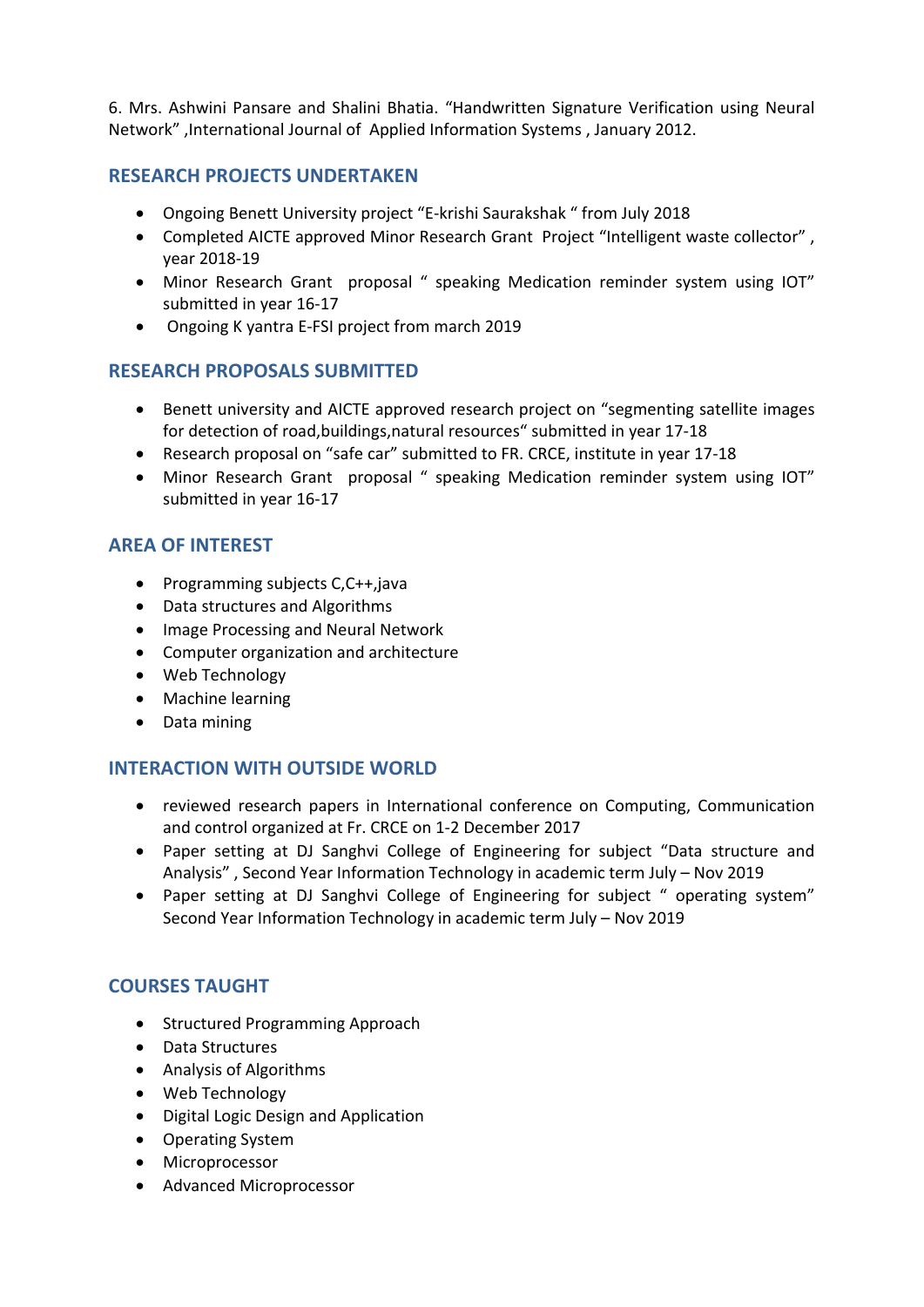6. Mrs. Ashwini Pansare and Shalini Bhatia. "Handwritten Signature Verification using Neural Network" ,International Journal of Applied Information Systems , January 2012.

## RESEARCH PROJECTS UNDERTAKEN

- Ongoing Benett University project "E-krishi Saurakshak " from July 2018
- Completed AICTE approved Minor Research Grant Project "Intelligent waste collector" , year 2018-19
- Minor Research Grant proposal " speaking Medication reminder system using IOT" submitted in year 16-17
- Ongoing K yantra E-FSI project from march 2019

## RESEARCH PROPOSALS SUBMITTED

- Benett university and AICTE approved research project on "segmenting satellite images for detection of road,buildings,natural resources" submitted in year 17-18
- Research proposal on "safe car" submitted to FR. CRCE, institute in year 17-18
- Minor Research Grant proposal " speaking Medication reminder system using IOT" submitted in year 16-17

## AREA OF INTEREST

- Programming subjects C,C++,java
- Data structures and Algorithms
- Image Processing and Neural Network
- Computer organization and architecture
- Web Technology
- Machine learning
- Data mining

## INTERACTION WITH OUTSIDE WORLD

- reviewed research papers in International conference on Computing, Communication and control organized at Fr. CRCE on 1-2 December 2017
- Paper setting at DJ Sanghvi College of Engineering for subject "Data structure and Analysis" , Second Year Information Technology in academic term July – Nov 2019
- Paper setting at DJ Sanghvi College of Engineering for subject " operating system" Second Year Information Technology in academic term July – Nov 2019

## COURSES TAUGHT

- Structured Programming Approach
- Data Structures
- Analysis of Algorithms
- Web Technology
- Digital Logic Design and Application
- Operating System
- Microprocessor
- Advanced Microprocessor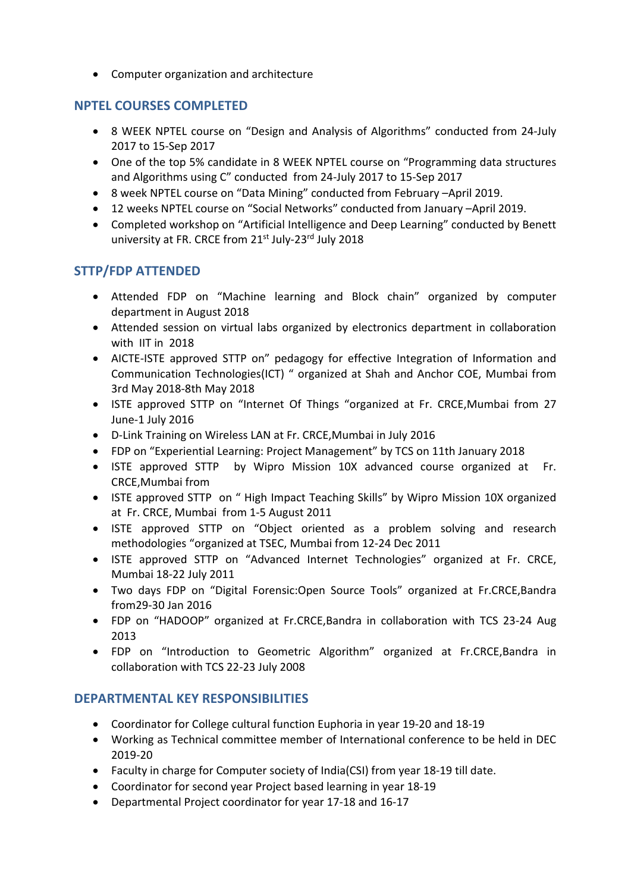- Computer organization and architecture

## NPTEL COURSES COMPLETED

- 8 WEEK NPTEL course on "Design and Analysis of Algorithms" conducted from 24-July 2017 to 15-Sep 2017
- One of the top 5% candidate in 8 WEEK NPTEL course on "Programming data structures and Algorithms using C" conducted from 24-July 2017 to 15-Sep 2017
- 8 week NPTEL course on "Data Mining" conducted from February –April 2019.
- 12 weeks NPTEL course on "Social Networks" conducted from January –April 2019.
- Completed workshop on "Artificial Intelligence and Deep Learning" conducted by Benett university at FR. CRCE from 21st July-23rd July 2018

## STTP/FDP ATTENDED

- Attended FDP on "Machine learning and Block chain" organized by computer department in August 2018
- Attended session on virtual labs organized by electronics department in collaboration with IIT in 2018
- AICTE-ISTE approved STTP on" pedagogy for effective Integration of Information and Communication Technologies(ICT) " organized at Shah and Anchor COE, Mumbai from 3rd May 2018-8th May 2018
- ISTE approved STTP on "Internet Of Things "organized at Fr. CRCE,Mumbai from 27 June-1 July 2016
- D-Link Training on Wireless LAN at Fr. CRCE,Mumbai in July 2016
- FDP on "Experiential Learning: Project Management" by TCS on 11th January 2018
- ISTE approved STTP by Wipro Mission 10X advanced course organized at Fr. CRCE,Mumbai from
- ISTE approved STTP on " High Impact Teaching Skills" by Wipro Mission 10X organized at Fr. CRCE, Mumbai from 1-5 August 2011
- ISTE approved STTP on "Object oriented as a problem solving and research methodologies "organized at TSEC, Mumbai from 12-24 Dec 2011
- ISTE approved STTP on "Advanced Internet Technologies" organized at Fr. CRCE, Mumbai 18-22 July 2011
- Two days FDP on "Digital Forensic:Open Source Tools" organized at Fr.CRCE,Bandra from29-30 Jan 2016
- FDP on "HADOOP" organized at Fr.CRCE,Bandra in collaboration with TCS 23-24 Aug 2013
- FDP on "Introduction to Geometric Algorithm" organized at Fr.CRCE,Bandra in collaboration with TCS 22-23 July 2008

## DEPARTMENTAL KEY RESPONSIBILITIES

- Coordinator for College cultural function Euphoria in year 19-20 and 18-19
- Working as Technical committee member of International conference to be held in DEC 2019-20
- Faculty in charge for Computer society of India(CSI) from year 18-19 till date.
- Coordinator for second year Project based learning in year 18-19
- Departmental Project coordinator for year 17-18 and 16-17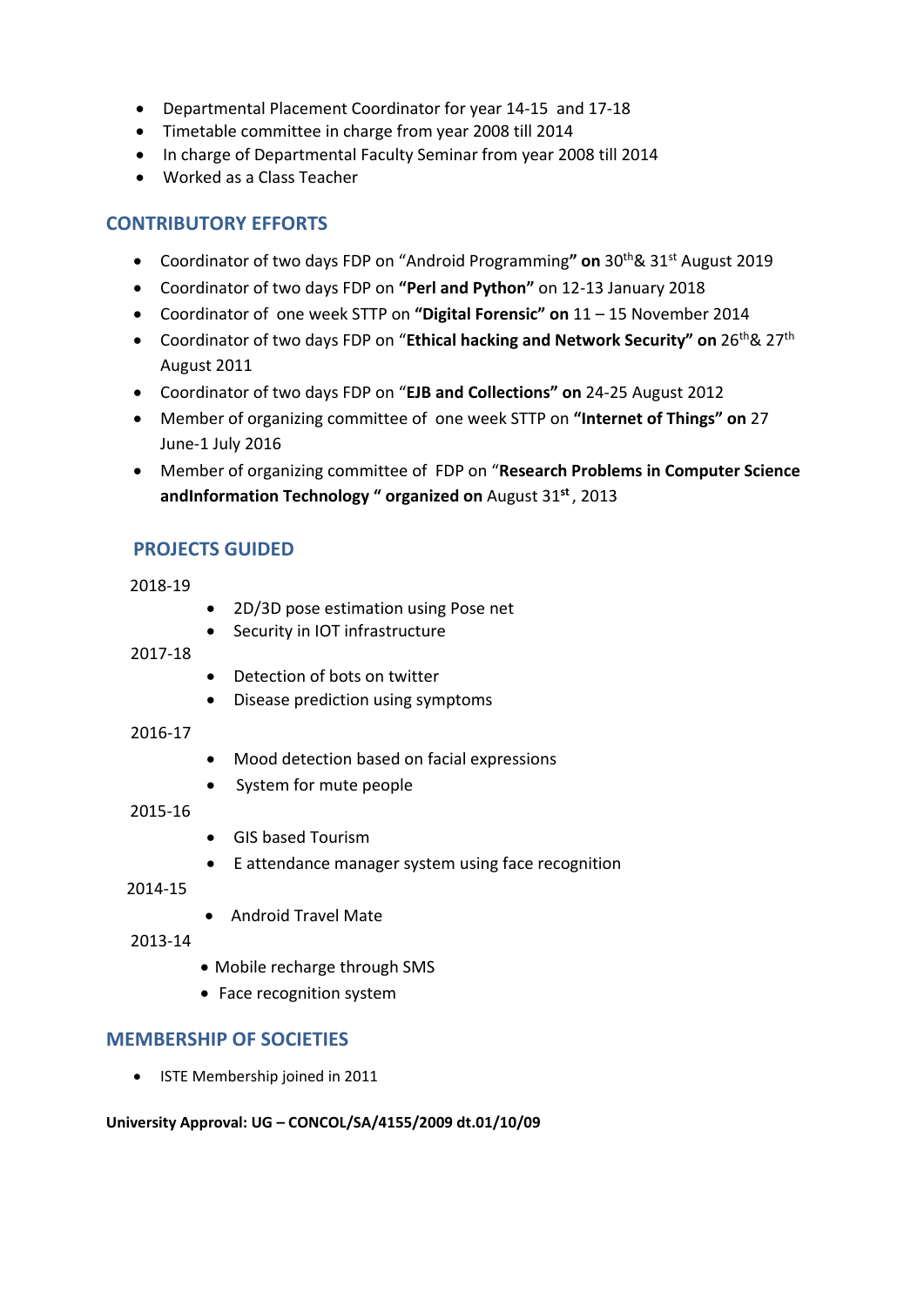- Departmental Placement Coordinator for year 14-15 and 17-18
- Timetable committee in charge from year 2008 till 2014
- In charge of Departmental Faculty Seminar from year 2008 till 2014
- Worked as a Class Teacher

## CONTRIBUTORY EFFORTS

- Coordinator of two days FDP on "Android Programming**" on** 30th& 31st August 2019
- Coordinator of two days FDP on **"Perl and Python"** on 12-13 January 2018
- Coordinator of one week STTP on **"Digital Forensic" on** 11 – 15 November 2014
- Coordinator of two days FDP on "**Ethical hacking and Network Security" on** 26th& 27th August 2011
- Coordinator of two days FDP on "**EJB and Collections" on** 24-25 August 2012
- Member of organizing committee of one week STTP on **"Internet of Things" on** 27 June-1 July 2016
- Member of organizing committee of FDP on "**Research Problems in Computer Science andInformation Technology " organized on** August 31**st** , 2013

## PROJECTS GUIDED

2018-19

- 2D/3D pose estimation using Pose net
- Security in IOT infrastructure

2017-18

- Detection of bots on twitter
- Disease prediction using symptoms

2016-17

- Mood detection based on facial expressions
- System for mute people

2015-16

- GIS based Tourism
- E attendance manager system using face recognition

2014-15

- Android Travel Mate

2013-14

- Mobile recharge through SMS
- Face recognition system

## MEMBERSHIP OF SOCIETIES

- ISTE Membership joined in 2011

**University Approval: UG – CONCOL/SA/4155/2009 dt.01/10/09**